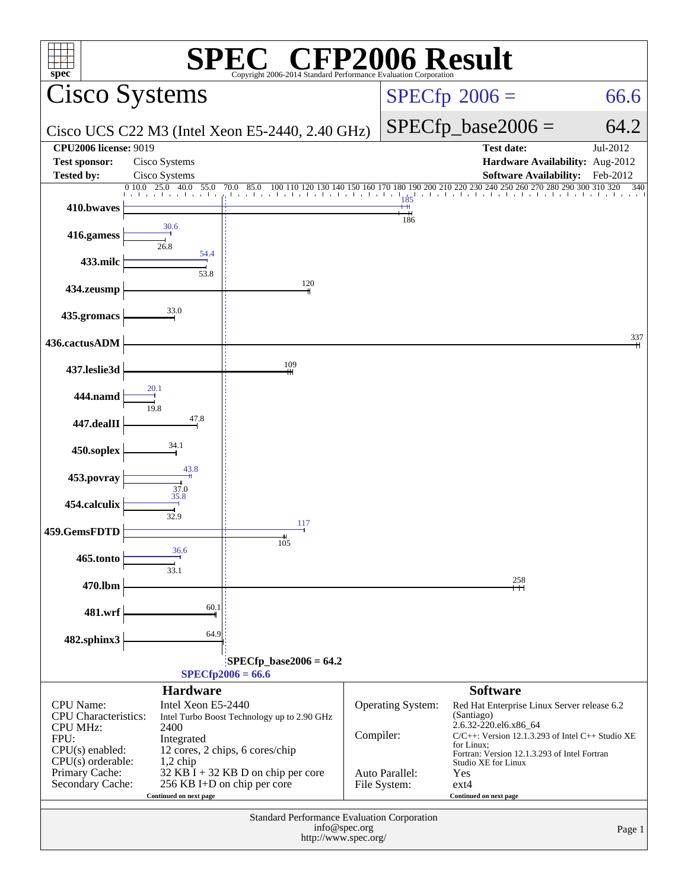# SPEC® CFP2006 Result

Copyright 2006-2014 Standard Performance Evaluation Corporation

## Cisco Systems

Cisco UCS C22 M3 (Intel Xeon E5-2440, 2.40 GHz)

SPECfp 2006 = 66.6

SPECfp_base2006 = 64.2

| | | | |
|---|---|---|---|
| **CPU2006 license:** 9019 | | **Test date:** | Jul-2012 |
| **Test sponsor:** | Cisco Systems | **Hardware Availability:** | Aug-2012 |
| **Tested by:** | Cisco Systems | **Software Availability:** | Feb-2012 |

| Benchmark | Peak | Base |
|---|---|---|
| 410.bwaves | 185 | 186 |
| 416.gamess | 30.6 | 26.8 |
| 433.milc | 54.4 | 53.8 |
| 434.zeusmp | | 120 |
| 435.gromacs | | 33.0 |
| 436.cactusADM | | 337 |
| 437.leslie3d | | 109 |
| 444.namd | 20.1 | 19.8 |
| 447.dealII | | 47.8 |
| 450.soplex | | 34.1 |
| 453.povray | 43.8 | 37.0 |
| 454.calculix | 35.8 | 32.9 |
| 459.GemsFDTD | 117 | 105 |
| 465.tonto | 36.6 | 33.1 |
| 470.lbm | | 258 |
| 481.wrf | | 60.1 |
| 482.sphinx3 | | 64.9 |

SPECfp_base2006 = 64.2

SPECfp2006 = 66.6

### Hardware

| | |
|---|---|
| CPU Name: | Intel Xeon E5-2440 |
| CPU Characteristics: | Intel Turbo Boost Technology up to 2.90 GHz |
| CPU MHz: | 2400 |
| FPU: | Integrated |
| CPU(s) enabled: | 12 cores, 2 chips, 6 cores/chip |
| CPU(s) orderable: | 1,2 chip |
| Primary Cache: | 32 KB I + 32 KB D on chip per core |
| Secondary Cache: | 256 KB I+D on chip per core |

Continued on next page

### Software

| | |
|---|---|
| Operating System: | Red Hat Enterprise Linux Server release 6.2 (Santiago) 2.6.32-220.el6.x86_64 |
| Compiler: | C/C++: Version 12.1.3.293 of Intel C++ Studio XE for Linux; Fortran: Version 12.1.3.293 of Intel Fortran Studio XE for Linux |
| Auto Parallel: | Yes |
| File System: | ext4 |

Continued on next page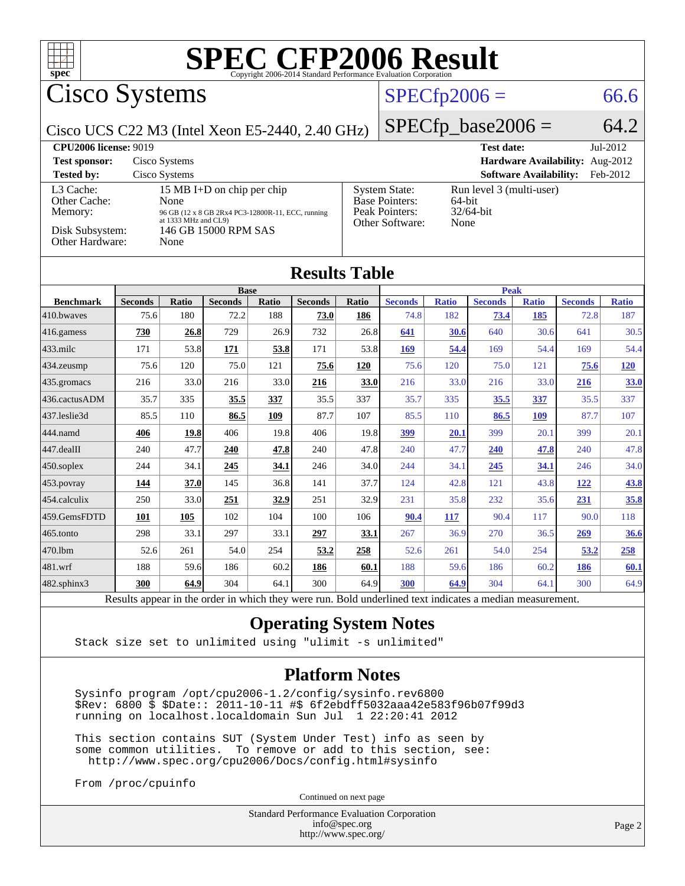# SPEC CFP2006 Result

Copyright 2006-2014 Standard Performance Evaluation Corporation

## Cisco Systems

Cisco UCS C22 M3 (Intel Xeon E5-2440, 2.40 GHz)

SPECfp2006 = 66.6

SPECfp_base2006 = 64.2

| | | | |
|---|---|---|---|
| **CPU2006 license:** 9019 | | **Test date:** | Jul-2012 |
| **Test sponsor:** | Cisco Systems | **Hardware Availability:** | Aug-2012 |
| **Tested by:** | Cisco Systems | **Software Availability:** | Feb-2012 |

| | | | |
|---|---|---|---|
| L3 Cache: | 15 MB I+D on chip per chip | System State: | Run level 3 (multi-user) |
| Other Cache: | None | Base Pointers: | 64-bit |
| Memory: | 96 GB (12 x 8 GB 2Rx4 PC3-12800R-11, ECC, running at 1333 MHz and CL9) | Peak Pointers: | 32/64-bit |
| Disk Subsystem: | 146 GB 15000 RPM SAS | Other Software: | None |
| Other Hardware: | None | | |

## Results Table

| Benchmark | Base | | | | | | Peak | | | | | |
|---|---|---|---|---|---|---|---|---|---|---|---|---|
| | Seconds | Ratio | Seconds | Ratio | Seconds | Ratio | Seconds | Ratio | Seconds | Ratio | Seconds | Ratio |
| 410.bwaves | 75.6 | 180 | 72.2 | 188 | **73.0** | **186** | 74.8 | 182 | **73.4** | **185** | 72.8 | 187 |
| 416.gamess | **730** | **26.8** | 729 | 26.9 | 732 | 26.8 | **641** | **30.6** | 640 | 30.6 | 641 | 30.5 |
| 433.milc | 171 | 53.8 | **171** | **53.8** | 171 | 53.8 | **169** | **54.4** | 169 | 54.4 | 169 | 54.4 |
| 434.zeusmp | 75.6 | 120 | 75.0 | 121 | **75.6** | **120** | 75.6 | 120 | 75.0 | 121 | **75.6** | **120** |
| 435.gromacs | 216 | 33.0 | 216 | 33.0 | **216** | **33.0** | 216 | 33.0 | 216 | 33.0 | **216** | **33.0** |
| 436.cactusADM | 35.7 | 335 | **35.5** | **337** | 35.5 | 337 | 35.7 | 335 | **35.5** | **337** | 35.5 | 337 |
| 437.leslie3d | 85.5 | 110 | **86.5** | **109** | 87.7 | 107 | 85.5 | 110 | **86.5** | **109** | 87.7 | 107 |
| 444.namd | **406** | **19.8** | 406 | 19.8 | 406 | 19.8 | **399** | **20.1** | 399 | 20.1 | 399 | 20.1 |
| 447.dealII | 240 | 47.7 | **240** | **47.8** | 240 | 47.8 | 240 | 47.7 | **240** | **47.8** | 240 | 47.8 |
| 450.soplex | 244 | 34.1 | **245** | **34.1** | 246 | 34.0 | 244 | 34.1 | **245** | **34.1** | 246 | 34.0 |
| 453.povray | **144** | **37.0** | 145 | 36.8 | 141 | 37.7 | 124 | 42.8 | 121 | 43.8 | **122** | **43.8** |
| 454.calculix | 250 | 33.0 | **251** | **32.9** | 251 | 32.9 | 231 | 35.8 | 232 | 35.6 | **231** | **35.8** |
| 459.GemsFDTD | **101** | **105** | 102 | 104 | 100 | 106 | **90.4** | **117** | 90.4 | 117 | 90.0 | 118 |
| 465.tonto | 298 | 33.1 | 297 | 33.1 | **297** | **33.1** | 267 | 36.9 | 270 | 36.5 | **269** | **36.6** |
| 470.lbm | 52.6 | 261 | 54.0 | 254 | **53.2** | **258** | 52.6 | 261 | 54.0 | 254 | **53.2** | **258** |
| 481.wrf | 188 | 59.6 | 186 | 60.2 | **186** | **60.1** | 188 | 59.6 | 186 | 60.2 | **186** | **60.1** |
| 482.sphinx3 | **300** | **64.9** | 304 | 64.1 | 300 | 64.9 | **300** | **64.9** | 304 | 64.1 | 300 | 64.9 |

Results appear in the order in which they were run. Bold underlined text indicates a median measurement.

## Operating System Notes

```
Stack size set to unlimited using "ulimit -s unlimited"
```

## Platform Notes

```
Sysinfo program /opt/cpu2006-1.2/config/sysinfo.rev6800
$Rev: 6800 $ $Date:: 2011-10-11 #$ 6f2ebdff5032aaa42e583f96b07f99d3
running on localhost.localdomain Sun Jul  1 22:20:41 2012

This section contains SUT (System Under Test) info as seen by
some common utilities.  To remove or add to this section, see:
  http://www.spec.org/cpu2006/Docs/config.html#sysinfo

From /proc/cpuinfo
```

Continued on next page

Standard Performance Evaluation Corporation
info@spec.org
http://www.spec.org/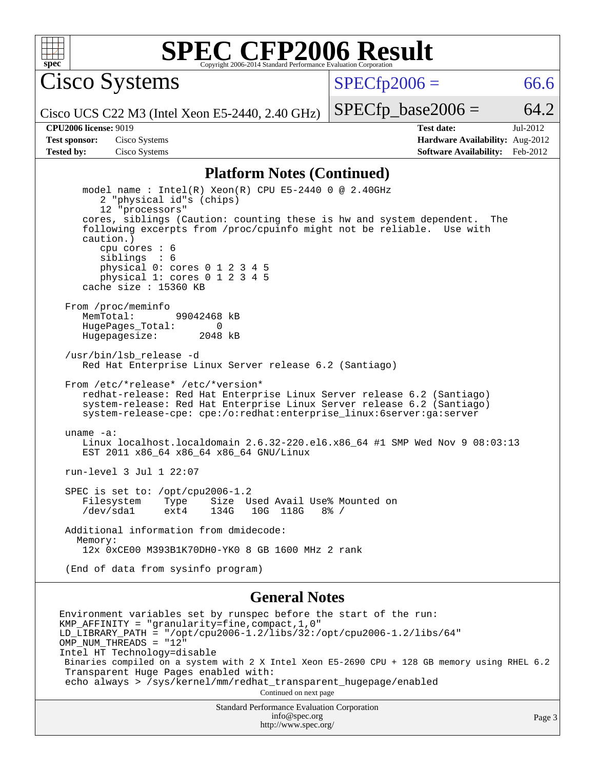# SPEC CFP2006 Result

Copyright 2006-2014 Standard Performance Evaluation Corporation

## Cisco Systems

Cisco UCS C22 M3 (Intel Xeon E5-2440, 2.40 GHz)

SPECfp2006 = 66.6

SPECfp_base2006 = 64.2

| | | | |
|---|---|---|---|
| **CPU2006 license:** 9019 | | **Test date:** | Jul-2012 |
| **Test sponsor:** | Cisco Systems | **Hardware Availability:** | Aug-2012 |
| **Tested by:** | Cisco Systems | **Software Availability:** | Feb-2012 |

## Platform Notes (Continued)

```
      model name : Intel(R) Xeon(R) CPU E5-2440 0 @ 2.40GHz
         2 "physical id"s (chips)
         12 "processors"
      cores, siblings (Caution: counting these is hw and system dependent.  The
      following excerpts from /proc/cpuinfo might not be reliable.  Use with
      caution.)
         cpu cores : 6
         siblings  : 6
         physical 0: cores 0 1 2 3 4 5
         physical 1: cores 0 1 2 3 4 5
      cache size : 15360 KB

   From /proc/meminfo
      MemTotal:       99042468 kB
      HugePages_Total:       0
      Hugepagesize:       2048 kB

   /usr/bin/lsb_release -d
      Red Hat Enterprise Linux Server release 6.2 (Santiago)

   From /etc/*release* /etc/*version*
      redhat-release: Red Hat Enterprise Linux Server release 6.2 (Santiago)
      system-release: Red Hat Enterprise Linux Server release 6.2 (Santiago)
      system-release-cpe: cpe:/o:redhat:enterprise_linux:6server:ga:server

   uname -a:
      Linux localhost.localdomain 2.6.32-220.el6.x86_64 #1 SMP Wed Nov 9 08:03:13
      EST 2011 x86_64 x86_64 x86_64 GNU/Linux

   run-level 3 Jul 1 22:07

   SPEC is set to: /opt/cpu2006-1.2
      Filesystem     Type    Size  Used Avail Use% Mounted on
      /dev/sda1      ext4    134G   10G  118G   8% /

   Additional information from dmidecode:
     Memory:
      12x 0xCE00 M393B1K70DH0-YK0 8 GB 1600 MHz 2 rank

   (End of data from sysinfo program)
```

## General Notes

```
Environment variables set by runspec before the start of the run:
KMP_AFFINITY = "granularity=fine,compact,1,0"
LD_LIBRARY_PATH = "/opt/cpu2006-1.2/libs/32:/opt/cpu2006-1.2/libs/64"
OMP_NUM_THREADS = "12"
Intel HT Technology=disable
 Binaries compiled on a system with 2 X Intel Xeon E5-2690 CPU + 128 GB memory using RHEL 6.2
 Transparent Huge Pages enabled with:
 echo always > /sys/kernel/mm/redhat_transparent_hugepage/enabled
```

Continued on next page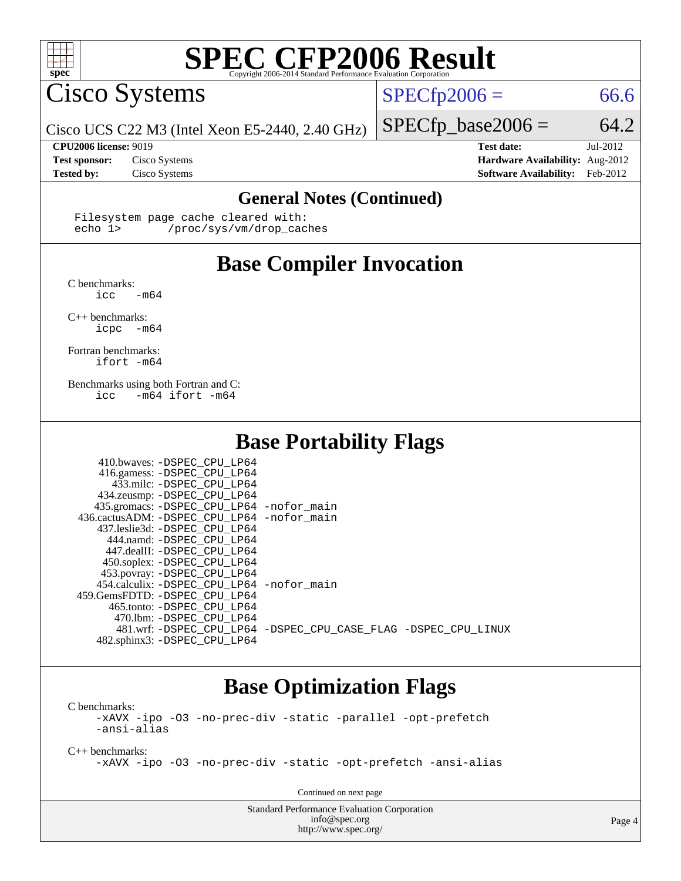# SPEC CFP2006 Result

Copyright 2006-2014 Standard Performance Evaluation Corporation

## Cisco Systems

Cisco UCS C22 M3 (Intel Xeon E5-2440, 2.40 GHz)

SPECfp2006 = 66.6

SPECfp_base2006 = 64.2

**CPU2006 license:** 9019
**Test sponsor:** Cisco Systems
**Tested by:** Cisco Systems

**Test date:** Jul-2012
**Hardware Availability:** Aug-2012
**Software Availability:** Feb-2012

### General Notes (Continued)

```
Filesystem page cache cleared with:
echo 1>       /proc/sys/vm/drop_caches
```

## Base Compiler Invocation

C benchmarks:
```
icc   -m64
```

C++ benchmarks:
```
icpc  -m64
```

Fortran benchmarks:
```
ifort -m64
```

Benchmarks using both Fortran and C:
```
icc   -m64 ifort -m64
```

## Base Portability Flags

| Benchmark | Flags |
|---|---|
| 410.bwaves: | -DSPEC_CPU_LP64 |
| 416.gamess: | -DSPEC_CPU_LP64 |
| 433.milc: | -DSPEC_CPU_LP64 |
| 434.zeusmp: | -DSPEC_CPU_LP64 |
| 435.gromacs: | -DSPEC_CPU_LP64 -nofor_main |
| 436.cactusADM: | -DSPEC_CPU_LP64 -nofor_main |
| 437.leslie3d: | -DSPEC_CPU_LP64 |
| 444.namd: | -DSPEC_CPU_LP64 |
| 447.dealII: | -DSPEC_CPU_LP64 |
| 450.soplex: | -DSPEC_CPU_LP64 |
| 453.povray: | -DSPEC_CPU_LP64 |
| 454.calculix: | -DSPEC_CPU_LP64 -nofor_main |
| 459.GemsFDTD: | -DSPEC_CPU_LP64 |
| 465.tonto: | -DSPEC_CPU_LP64 |
| 470.lbm: | -DSPEC_CPU_LP64 |
| 481.wrf: | -DSPEC_CPU_LP64 -DSPEC_CPU_CASE_FLAG -DSPEC_CPU_LINUX |
| 482.sphinx3: | -DSPEC_CPU_LP64 |

## Base Optimization Flags

C benchmarks:
```
-xAVX -ipo -O3 -no-prec-div -static -parallel -opt-prefetch
-ansi-alias
```

C++ benchmarks:
```
-xAVX -ipo -O3 -no-prec-div -static -opt-prefetch -ansi-alias
```

Continued on next page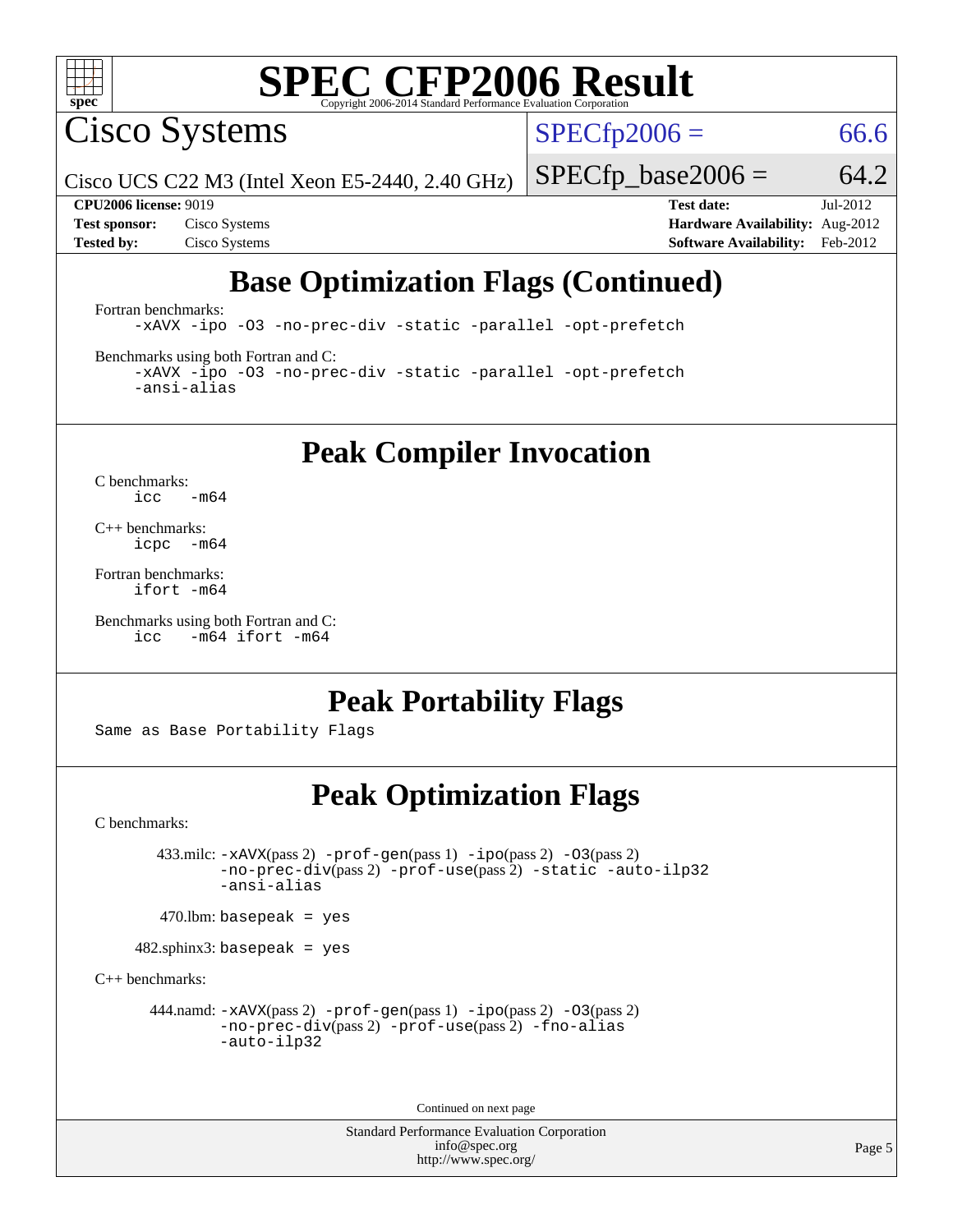# SPEC CFP2006 Result

Copyright 2006-2014 Standard Performance Evaluation Corporation

Cisco Systems

Cisco UCS C22 M3 (Intel Xeon E5-2440, 2.40 GHz)

SPECfp2006 = 66.6

SPECfp_base2006 = 64.2

**CPU2006 license:** 9019
**Test sponsor:** Cisco Systems
**Tested by:** Cisco Systems

**Test date:** Jul-2012
**Hardware Availability:** Aug-2012
**Software Availability:** Feb-2012

## Base Optimization Flags (Continued)

Fortran benchmarks:

```
-xAVX -ipo -O3 -no-prec-div -static -parallel -opt-prefetch
```

Benchmarks using both Fortran and C:

```
-xAVX -ipo -O3 -no-prec-div -static -parallel -opt-prefetch
-ansi-alias
```

## Peak Compiler Invocation

C benchmarks:

```
icc   -m64
```

C++ benchmarks:

```
icpc  -m64
```

Fortran benchmarks:

```
ifort -m64
```

Benchmarks using both Fortran and C:

```
icc   -m64 ifort -m64
```

## Peak Portability Flags

Same as Base Portability Flags

## Peak Optimization Flags

C benchmarks:

433.milc: -xAVX(pass 2) -prof-gen(pass 1) -ipo(pass 2) -O3(pass 2) -no-prec-div(pass 2) -prof-use(pass 2) -static -auto-ilp32 -ansi-alias

470.lbm: basepeak = yes

482.sphinx3: basepeak = yes

C++ benchmarks:

444.namd: -xAVX(pass 2) -prof-gen(pass 1) -ipo(pass 2) -O3(pass 2) -no-prec-div(pass 2) -prof-use(pass 2) -fno-alias -auto-ilp32

Continued on next page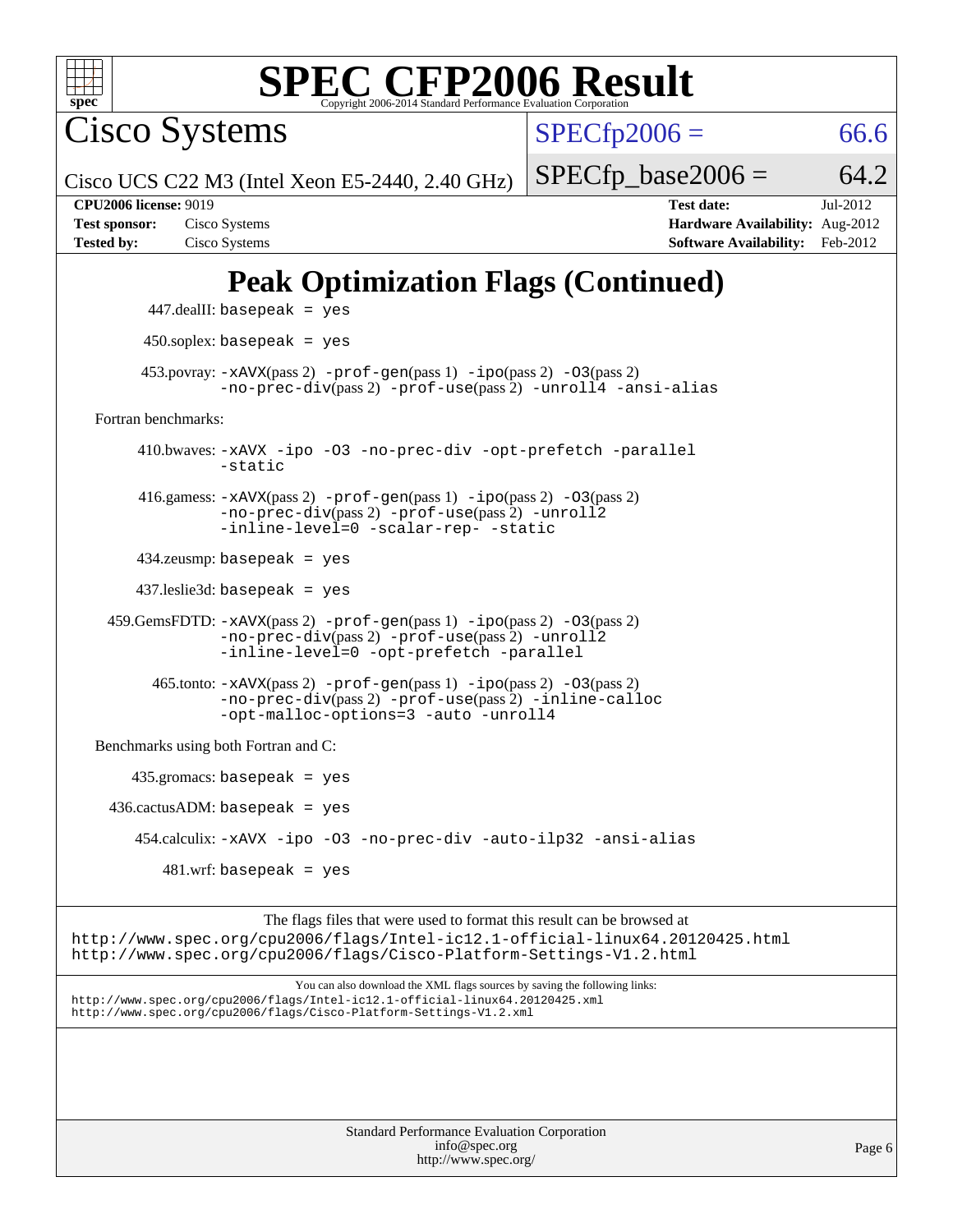# Peak Optimization Flags (Continued)

447.dealII: `basepeak = yes`

450.soplex: `basepeak = yes`

453.povray: `-xAVX`(pass 2) `-prof-gen`(pass 1) `-ipo`(pass 2) `-O3`(pass 2) `-no-prec-div`(pass 2) `-prof-use`(pass 2) `-unroll4` `-ansi-alias`

Fortran benchmarks:

410.bwaves: `-xAVX -ipo -O3 -no-prec-div -opt-prefetch -parallel -static`

416.gamess: `-xAVX`(pass 2) `-prof-gen`(pass 1) `-ipo`(pass 2) `-O3`(pass 2) `-no-prec-div`(pass 2) `-prof-use`(pass 2) `-unroll2` `-inline-level=0 -scalar-rep- -static`

434.zeusmp: `basepeak = yes`

437.leslie3d: `basepeak = yes`

459.GemsFDTD: `-xAVX`(pass 2) `-prof-gen`(pass 1) `-ipo`(pass 2) `-O3`(pass 2) `-no-prec-div`(pass 2) `-prof-use`(pass 2) `-unroll2` `-inline-level=0 -opt-prefetch -parallel`

465.tonto: `-xAVX`(pass 2) `-prof-gen`(pass 1) `-ipo`(pass 2) `-O3`(pass 2) `-no-prec-div`(pass 2) `-prof-use`(pass 2) `-inline-calloc` `-opt-malloc-options=3 -auto -unroll4`

Benchmarks using both Fortran and C:

435.gromacs: `basepeak = yes`

436.cactusADM: `basepeak = yes`

454.calculix: `-xAVX -ipo -O3 -no-prec-div -auto-ilp32 -ansi-alias`

481.wrf: `basepeak = yes`

The flags files that were used to format this result can be browsed at
http://www.spec.org/cpu2006/flags/Intel-ic12.1-official-linux64.20120425.html
http://www.spec.org/cpu2006/flags/Cisco-Platform-Settings-V1.2.html

You can also download the XML flags sources by saving the following links:
http://www.spec.org/cpu2006/flags/Intel-ic12.1-official-linux64.20120425.xml
http://www.spec.org/cpu2006/flags/Cisco-Platform-Settings-V1.2.xml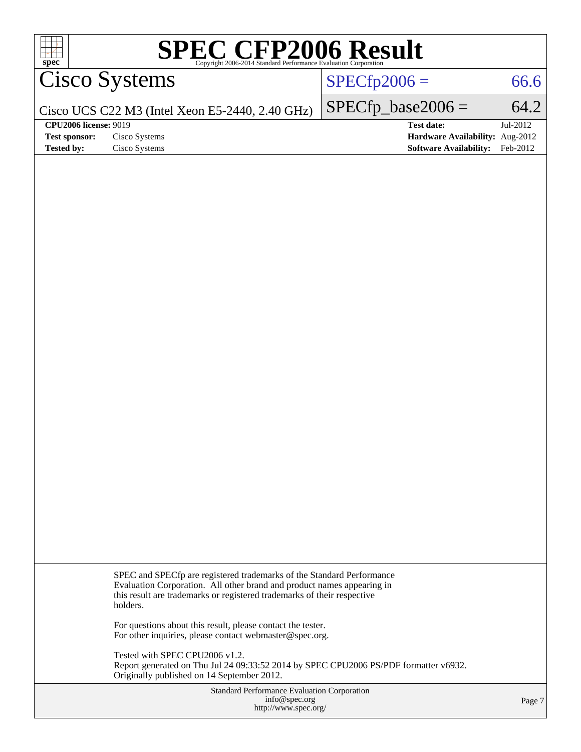SPEC and SPECfp are registered trademarks of the Standard Performance Evaluation Corporation. All other brand and product names appearing in this result are trademarks or registered trademarks of their respective holders.

For questions about this result, please contact the tester.
For other inquiries, please contact webmaster@spec.org.

Tested with SPEC CPU2006 v1.2.
Report generated on Thu Jul 24 09:33:52 2014 by SPEC CPU2006 PS/PDF formatter v6932.
Originally published on 14 September 2012.